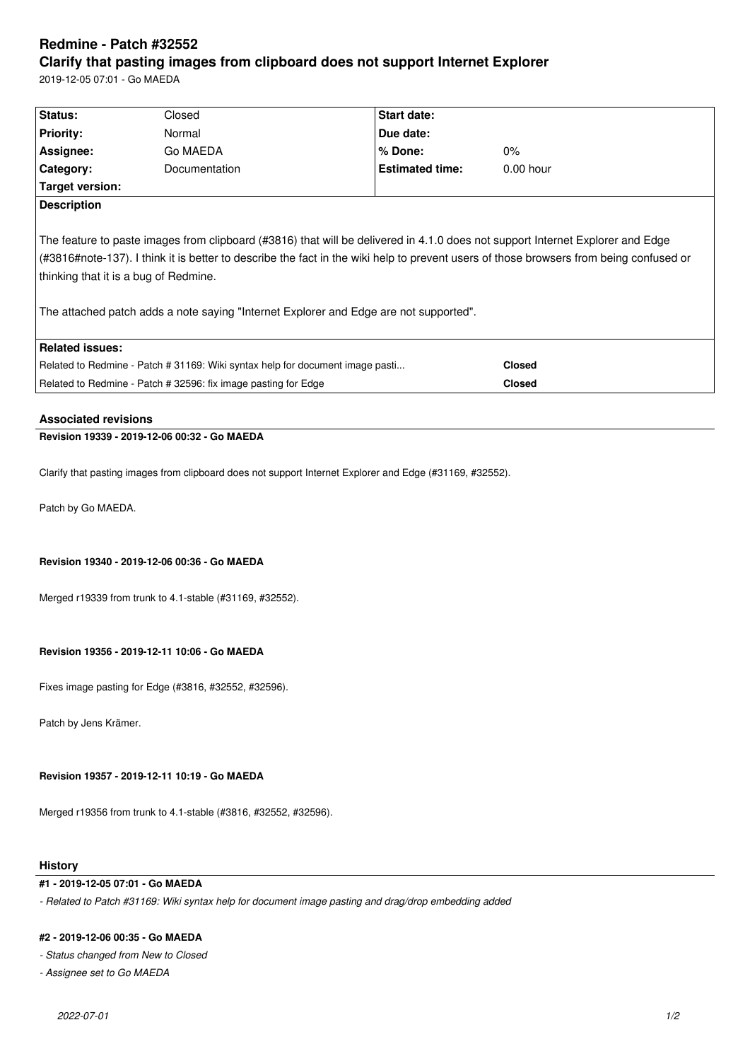# Redmine - Patch #32552

# Clarify that pasting images from clipboard does not support Internet Explorer

2019-12-05 07:01 - Go MAEDA

| | | | |
|---|---|---|---|
| **Status:** | Closed | **Start date:** | |
| **Priority:** | Normal | **Due date:** | |
| **Assignee:** | Go MAEDA | **% Done:** | 0% |
| **Category:** | Documentation | **Estimated time:** | 0.00 hour |
| **Target version:** | | | |

**Description**

The feature to paste images from clipboard (#3816) that will be delivered in 4.1.0 does not support Internet Explorer and Edge (#3816#note-137). I think it is better to describe the fact in the wiki help to prevent users of those browsers from being confused or thinking that it is a bug of Redmine.

The attached patch adds a note saying "Internet Explorer and Edge are not supported".

**Related issues:**

| | |
|---|---|
| Related to Redmine - Patch # 31169: Wiki syntax help for document image pasti... | **Closed** |
| Related to Redmine - Patch # 32596: fix image pasting for Edge | **Closed** |

## Associated revisions

### Revision 19339 - 2019-12-06 00:32 - Go MAEDA

Clarify that pasting images from clipboard does not support Internet Explorer and Edge (#31169, #32552).

Patch by Go MAEDA.

### Revision 19340 - 2019-12-06 00:36 - Go MAEDA

Merged r19339 from trunk to 4.1-stable (#31169, #32552).

### Revision 19356 - 2019-12-11 10:06 - Go MAEDA

Fixes image pasting for Edge (#3816, #32552, #32596).

Patch by Jens Krämer.

### Revision 19357 - 2019-12-11 10:19 - Go MAEDA

Merged r19356 from trunk to 4.1-stable (#3816, #32552, #32596).

## History

### #1 - 2019-12-05 07:01 - Go MAEDA

*- Related to Patch #31169: Wiki syntax help for document image pasting and drag/drop embedding added*

### #2 - 2019-12-06 00:35 - Go MAEDA

*- Status changed from New to Closed*

*- Assignee set to Go MAEDA*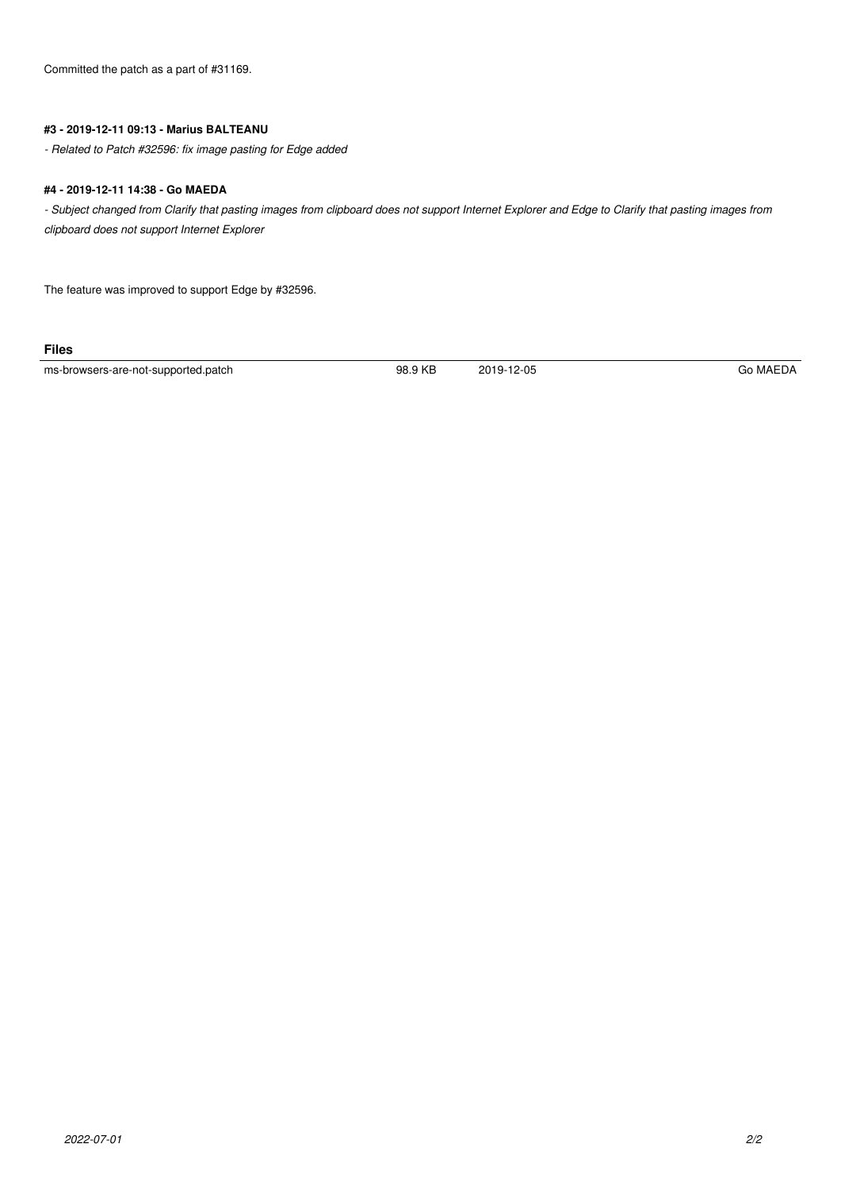Committed the patch as a part of #31169.

#### #3 - 2019-12-11 09:13 - Marius BALTEANU

*- Related to Patch #32596: fix image pasting for Edge added*

#### #4 - 2019-12-11 14:38 - Go MAEDA

*- Subject changed from Clarify that pasting images from clipboard does not support Internet Explorer and Edge to Clarify that pasting images from clipboard does not support Internet Explorer*

The feature was improved to support Edge by #32596.

### Files

| | | | |
|---|---|---|---|
| ms-browsers-are-not-supported.patch | 98.9 KB | 2019-12-05 | Go MAEDA |